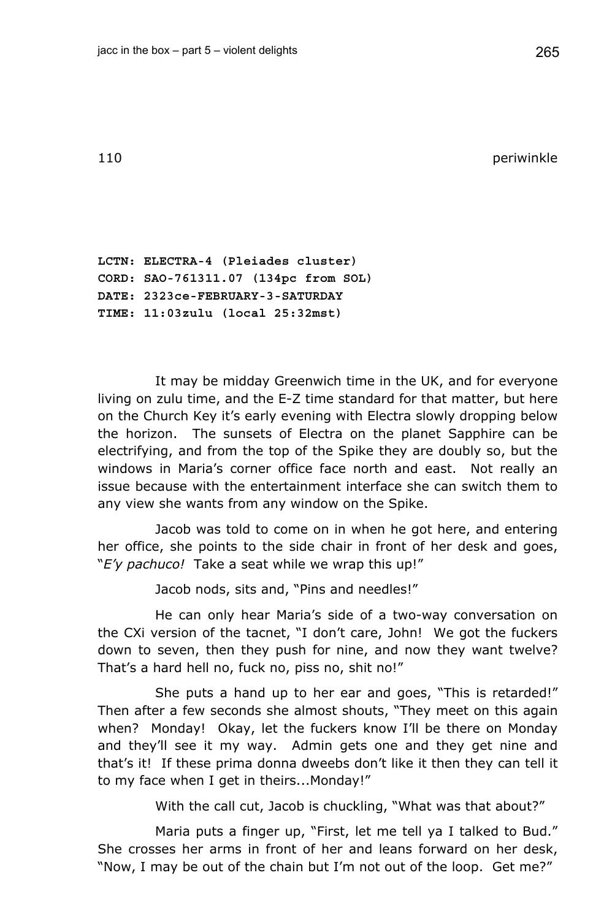## 110 periwinkle

**LCTN: ELECTRA-4 (Pleiades cluster)**
**CORD: SAO-761311.07 (134pc from SOL)**
**DATE: 2323ce-FEBRUARY-3-SATURDAY**
**TIME: 11:03zulu (local 25:32mst)**

It may be midday Greenwich time in the UK, and for everyone living on zulu time, and the E-Z time standard for that matter, but here on the Church Key it's early evening with Electra slowly dropping below the horizon. The sunsets of Electra on the planet Sapphire can be electrifying, and from the top of the Spike they are doubly so, but the windows in Maria's corner office face north and east. Not really an issue because with the entertainment interface she can switch them to any view she wants from any window on the Spike.

Jacob was told to come on in when he got here, and entering her office, she points to the side chair in front of her desk and goes, "*E'y pachuco!* Take a seat while we wrap this up!"

Jacob nods, sits and, "Pins and needles!"

He can only hear Maria's side of a two-way conversation on the CXi version of the tacnet, "I don't care, John! We got the fuckers down to seven, then they push for nine, and now they want twelve? That's a hard hell no, fuck no, piss no, shit no!"

She puts a hand up to her ear and goes, "This is retarded!" Then after a few seconds she almost shouts, "They meet on this again when? Monday! Okay, let the fuckers know I'll be there on Monday and they'll see it my way. Admin gets one and they get nine and that's it! If these prima donna dweebs don't like it then they can tell it to my face when I get in theirs...Monday!"

With the call cut, Jacob is chuckling, "What was that about?"

Maria puts a finger up, "First, let me tell ya I talked to Bud." She crosses her arms in front of her and leans forward on her desk, "Now, I may be out of the chain but I'm not out of the loop. Get me?"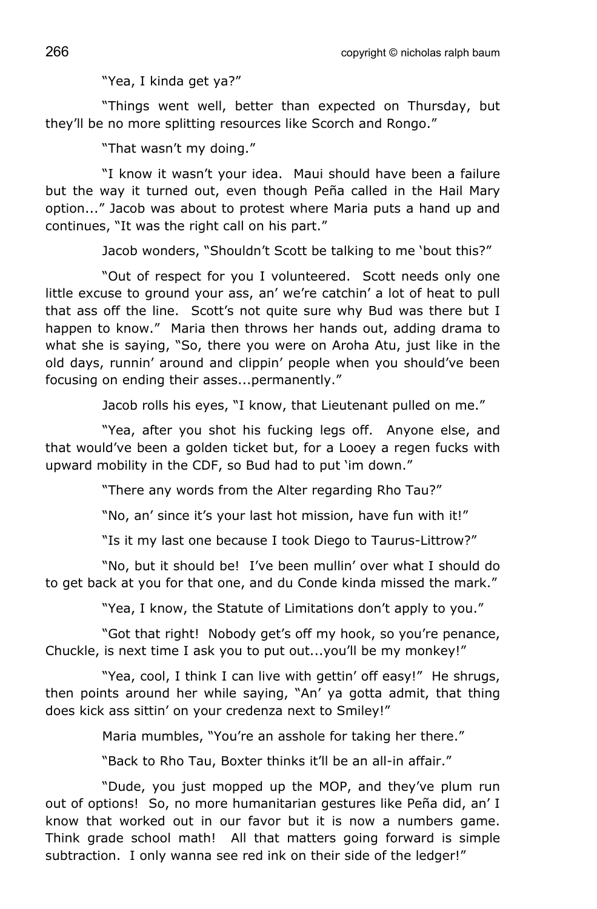"Yea, I kinda get ya?"

"Things went well, better than expected on Thursday, but they'll be no more splitting resources like Scorch and Rongo."

"That wasn't my doing."

"I know it wasn't your idea. Maui should have been a failure but the way it turned out, even though Peña called in the Hail Mary option..." Jacob was about to protest where Maria puts a hand up and continues, "It was the right call on his part."

Jacob wonders, "Shouldn't Scott be talking to me 'bout this?"

"Out of respect for you I volunteered. Scott needs only one little excuse to ground your ass, an' we're catchin' a lot of heat to pull that ass off the line. Scott's not quite sure why Bud was there but I happen to know." Maria then throws her hands out, adding drama to what she is saying, "So, there you were on Aroha Atu, just like in the old days, runnin' around and clippin' people when you should've been focusing on ending their asses...permanently."

Jacob rolls his eyes, "I know, that Lieutenant pulled on me."

"Yea, after you shot his fucking legs off. Anyone else, and that would've been a golden ticket but, for a Looey a regen fucks with upward mobility in the CDF, so Bud had to put 'im down."

"There any words from the Alter regarding Rho Tau?"

"No, an' since it's your last hot mission, have fun with it!"

"Is it my last one because I took Diego to Taurus-Littrow?"

"No, but it should be! I've been mullin' over what I should do to get back at you for that one, and du Conde kinda missed the mark."

"Yea, I know, the Statute of Limitations don't apply to you."

"Got that right! Nobody get's off my hook, so you're penance, Chuckle, is next time I ask you to put out...you'll be my monkey!"

"Yea, cool, I think I can live with gettin' off easy!" He shrugs, then points around her while saying, "An' ya gotta admit, that thing does kick ass sittin' on your credenza next to Smiley!"

Maria mumbles, "You're an asshole for taking her there."

"Back to Rho Tau, Boxter thinks it'll be an all-in affair."

"Dude, you just mopped up the MOP, and they've plum run out of options! So, no more humanitarian gestures like Peña did, an' I know that worked out in our favor but it is now a numbers game. Think grade school math! All that matters going forward is simple subtraction. I only wanna see red ink on their side of the ledger!"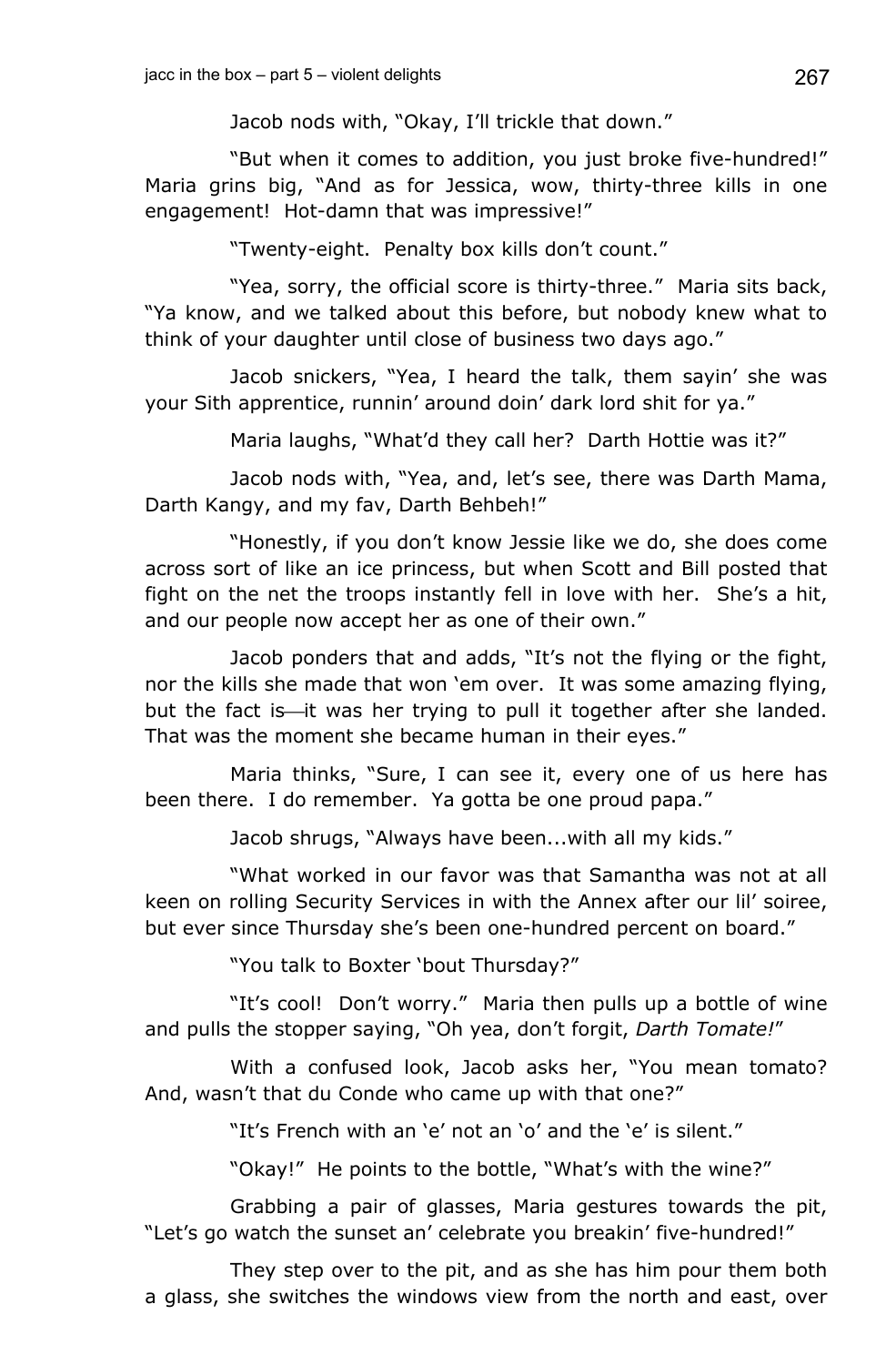Jacob nods with, “Okay, I’ll trickle that down.”

“But when it comes to addition, you just broke five-hundred!” Maria grins big, “And as for Jessica, wow, thirty-three kills in one engagement! Hot-damn that was impressive!”

“Twenty-eight. Penalty box kills don’t count.”

“Yea, sorry, the official score is thirty-three.” Maria sits back, “Ya know, and we talked about this before, but nobody knew what to think of your daughter until close of business two days ago.”

Jacob snickers, “Yea, I heard the talk, them sayin’ she was your Sith apprentice, runnin’ around doin’ dark lord shit for ya.”

Maria laughs, “What’d they call her? Darth Hottie was it?”

Jacob nods with, “Yea, and, let’s see, there was Darth Mama, Darth Kangy, and my fav, Darth Behbeh!”

“Honestly, if you don’t know Jessie like we do, she does come across sort of like an ice princess, but when Scott and Bill posted that fight on the net the troops instantly fell in love with her. She’s a hit, and our people now accept her as one of their own.”

Jacob ponders that and adds, “It’s not the flying or the fight, nor the kills she made that won ‘em over. It was some amazing flying, but the fact is—it was her trying to pull it together after she landed. That was the moment she became human in their eyes.”

Maria thinks, “Sure, I can see it, every one of us here has been there. I do remember. Ya gotta be one proud papa.”

Jacob shrugs, “Always have been...with all my kids.”

“What worked in our favor was that Samantha was not at all keen on rolling Security Services in with the Annex after our lil’ soiree, but ever since Thursday she’s been one-hundred percent on board.”

“You talk to Boxter ‘bout Thursday?”

“It’s cool! Don’t worry.” Maria then pulls up a bottle of wine and pulls the stopper saying, “Oh yea, don’t forgit, *Darth Tomate!*”

With a confused look, Jacob asks her, “You mean tomato? And, wasn’t that du Conde who came up with that one?”

“It’s French with an ‘e’ not an ‘o’ and the ‘e’ is silent.”

“Okay!” He points to the bottle, “What’s with the wine?”

Grabbing a pair of glasses, Maria gestures towards the pit, “Let’s go watch the sunset an’ celebrate you breakin’ five-hundred!”

They step over to the pit, and as she has him pour them both a glass, she switches the windows view from the north and east, over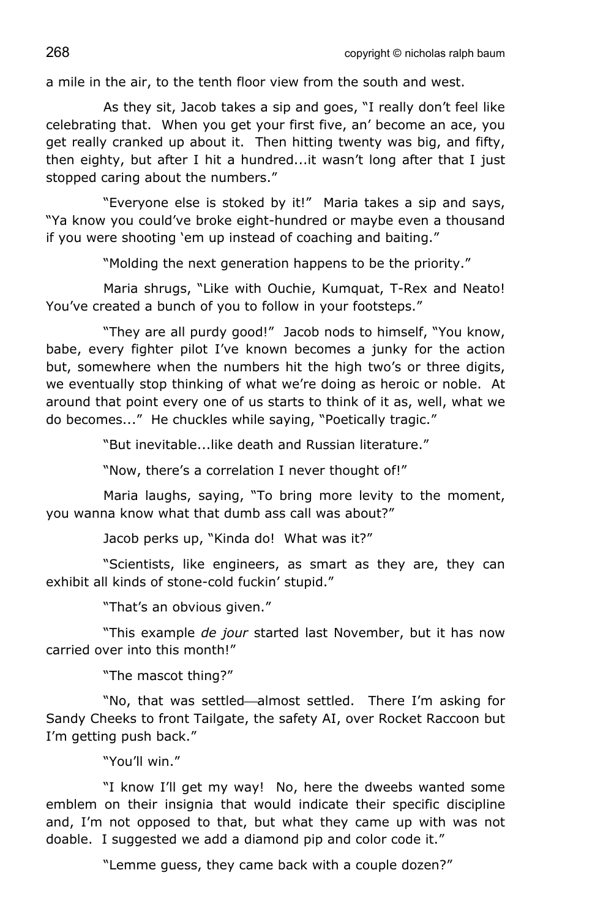a mile in the air, to the tenth floor view from the south and west.

As they sit, Jacob takes a sip and goes, "I really don't feel like celebrating that. When you get your first five, an' become an ace, you get really cranked up about it. Then hitting twenty was big, and fifty, then eighty, but after I hit a hundred...it wasn't long after that I just stopped caring about the numbers."

"Everyone else is stoked by it!" Maria takes a sip and says, "Ya know you could've broke eight-hundred or maybe even a thousand if you were shooting 'em up instead of coaching and baiting."

"Molding the next generation happens to be the priority."

Maria shrugs, "Like with Ouchie, Kumquat, T-Rex and Neato! You've created a bunch of you to follow in your footsteps."

"They are all purdy good!" Jacob nods to himself, "You know, babe, every fighter pilot I've known becomes a junky for the action but, somewhere when the numbers hit the high two's or three digits, we eventually stop thinking of what we're doing as heroic or noble. At around that point every one of us starts to think of it as, well, what we do becomes..." He chuckles while saying, "Poetically tragic."

"But inevitable...like death and Russian literature."

"Now, there's a correlation I never thought of!"

Maria laughs, saying, "To bring more levity to the moment, you wanna know what that dumb ass call was about?"

Jacob perks up, "Kinda do! What was it?"

"Scientists, like engineers, as smart as they are, they can exhibit all kinds of stone-cold fuckin' stupid."

"That's an obvious given."

"This example *de jour* started last November, but it has now carried over into this month!"

"The mascot thing?"

"No, that was settled—almost settled. There I'm asking for Sandy Cheeks to front Tailgate, the safety AI, over Rocket Raccoon but I'm getting push back."

"You'll win."

"I know I'll get my way! No, here the dweebs wanted some emblem on their insignia that would indicate their specific discipline and, I'm not opposed to that, but what they came up with was not doable. I suggested we add a diamond pip and color code it."

"Lemme guess, they came back with a couple dozen?"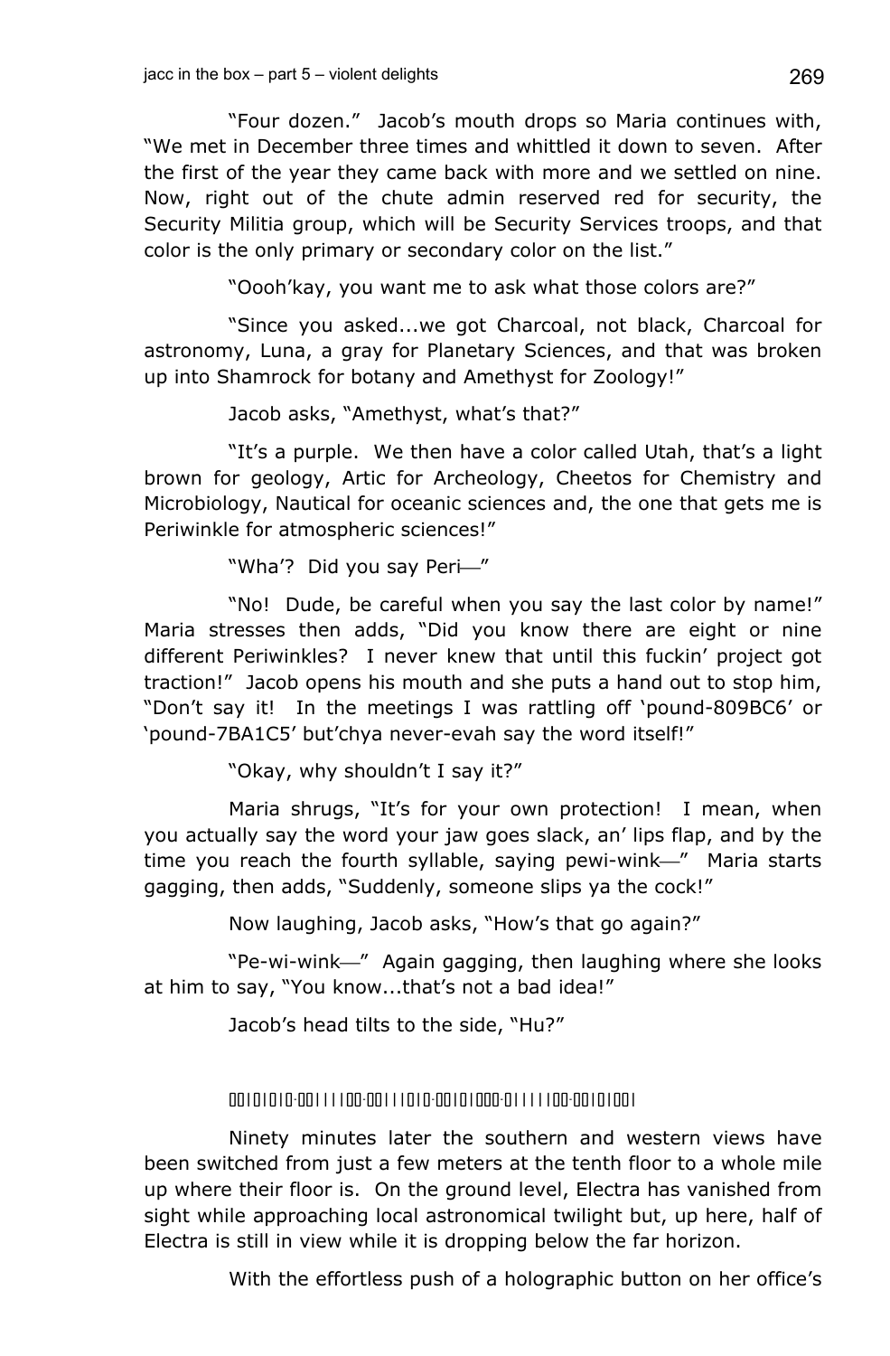"Four dozen." Jacob's mouth drops so Maria continues with, "We met in December three times and whittled it down to seven. After the first of the year they came back with more and we settled on nine. Now, right out of the chute admin reserved red for security, the Security Militia group, which will be Security Services troops, and that color is the only primary or secondary color on the list."

"Oooh'kay, you want me to ask what those colors are?"

"Since you asked...we got Charcoal, not black, Charcoal for astronomy, Luna, a gray for Planetary Sciences, and that was broken up into Shamrock for botany and Amethyst for Zoology!"

Jacob asks, "Amethyst, what's that?"

"It's a purple. We then have a color called Utah, that's a light brown for geology, Artic for Archeology, Cheetos for Chemistry and Microbiology, Nautical for oceanic sciences and, the one that gets me is Periwinkle for atmospheric sciences!"

"Wha'? Did you say Peri—"

"No! Dude, be careful when you say the last color by name!" Maria stresses then adds, "Did you know there are eight or nine different Periwinkles? I never knew that until this fuckin' project got traction!" Jacob opens his mouth and she puts a hand out to stop him, "Don't say it! In the meetings I was rattling off 'pound-809BC6' or 'pound-7BA1C5' but'chya never-evah say the word itself!"

"Okay, why shouldn't I say it?"

Maria shrugs, "It's for your own protection! I mean, when you actually say the word your jaw goes slack, an' lips flap, and by the time you reach the fourth syllable, saying pewi-wink—" Maria starts gagging, then adds, "Suddenly, someone slips ya the cock!"

Now laughing, Jacob asks, "How's that go again?"

"Pe-wi-wink—" Again gagging, then laughing where she looks at him to say, "You know...that's not a bad idea!"

Jacob's head tilts to the side, "Hu?"

00101010·00111100·00111010·00101000·01111100·00101001

Ninety minutes later the southern and western views have been switched from just a few meters at the tenth floor to a whole mile up where their floor is. On the ground level, Electra has vanished from sight while approaching local astronomical twilight but, up here, half of Electra is still in view while it is dropping below the far horizon.

With the effortless push of a holographic button on her office's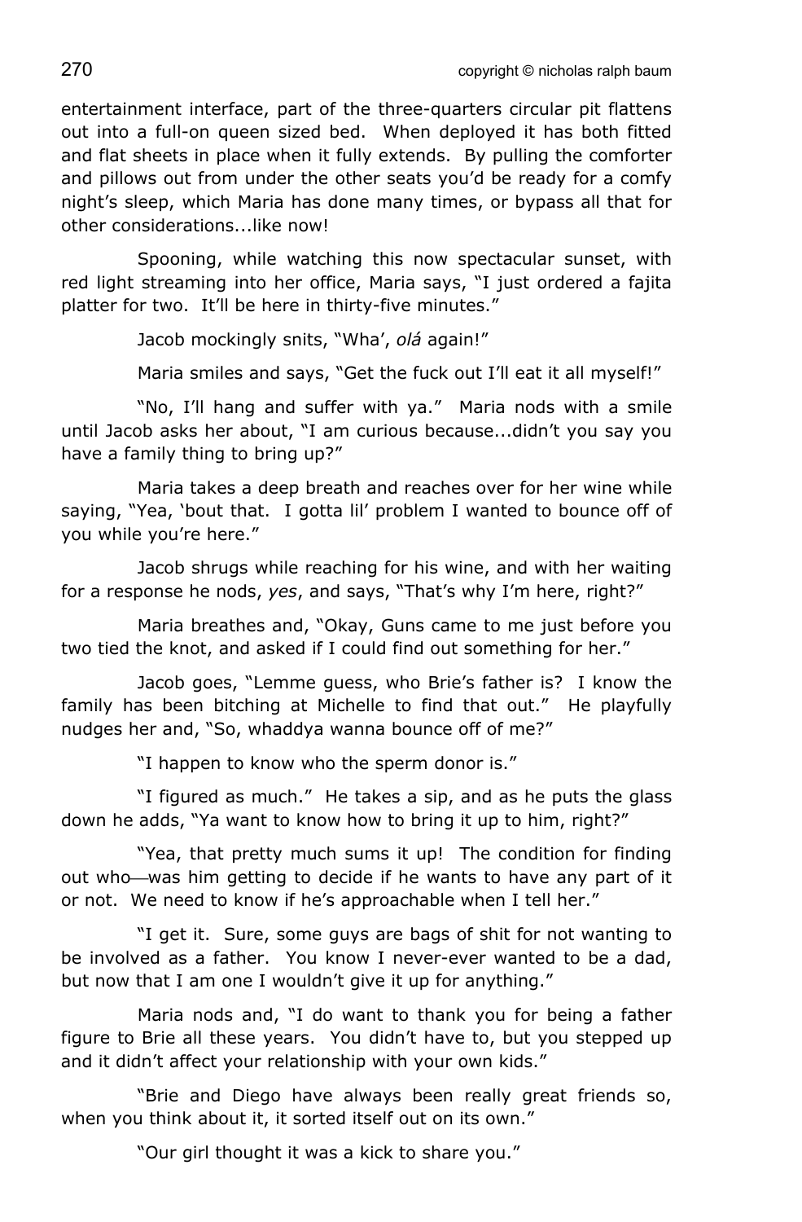entertainment interface, part of the three-quarters circular pit flattens out into a full-on queen sized bed. When deployed it has both fitted and flat sheets in place when it fully extends. By pulling the comforter and pillows out from under the other seats you'd be ready for a comfy night's sleep, which Maria has done many times, or bypass all that for other considerations...like now!

Spooning, while watching this now spectacular sunset, with red light streaming into her office, Maria says, "I just ordered a fajita platter for two. It'll be here in thirty-five minutes."

Jacob mockingly snits, "Wha', *olá* again!"

Maria smiles and says, "Get the fuck out I'll eat it all myself!"

"No, I'll hang and suffer with ya." Maria nods with a smile until Jacob asks her about, "I am curious because...didn't you say you have a family thing to bring up?"

Maria takes a deep breath and reaches over for her wine while saying, "Yea, 'bout that. I gotta lil' problem I wanted to bounce off of you while you're here."

Jacob shrugs while reaching for his wine, and with her waiting for a response he nods, *yes*, and says, "That's why I'm here, right?"

Maria breathes and, "Okay, Guns came to me just before you two tied the knot, and asked if I could find out something for her."

Jacob goes, "Lemme guess, who Brie's father is? I know the family has been bitching at Michelle to find that out." He playfully nudges her and, "So, whaddya wanna bounce off of me?"

"I happen to know who the sperm donor is."

"I figured as much." He takes a sip, and as he puts the glass down he adds, "Ya want to know how to bring it up to him, right?"

"Yea, that pretty much sums it up! The condition for finding out who—was him getting to decide if he wants to have any part of it or not. We need to know if he's approachable when I tell her."

"I get it. Sure, some guys are bags of shit for not wanting to be involved as a father. You know I never-ever wanted to be a dad, but now that I am one I wouldn't give it up for anything."

Maria nods and, "I do want to thank you for being a father figure to Brie all these years. You didn't have to, but you stepped up and it didn't affect your relationship with your own kids."

"Brie and Diego have always been really great friends so, when you think about it, it sorted itself out on its own."

"Our girl thought it was a kick to share you."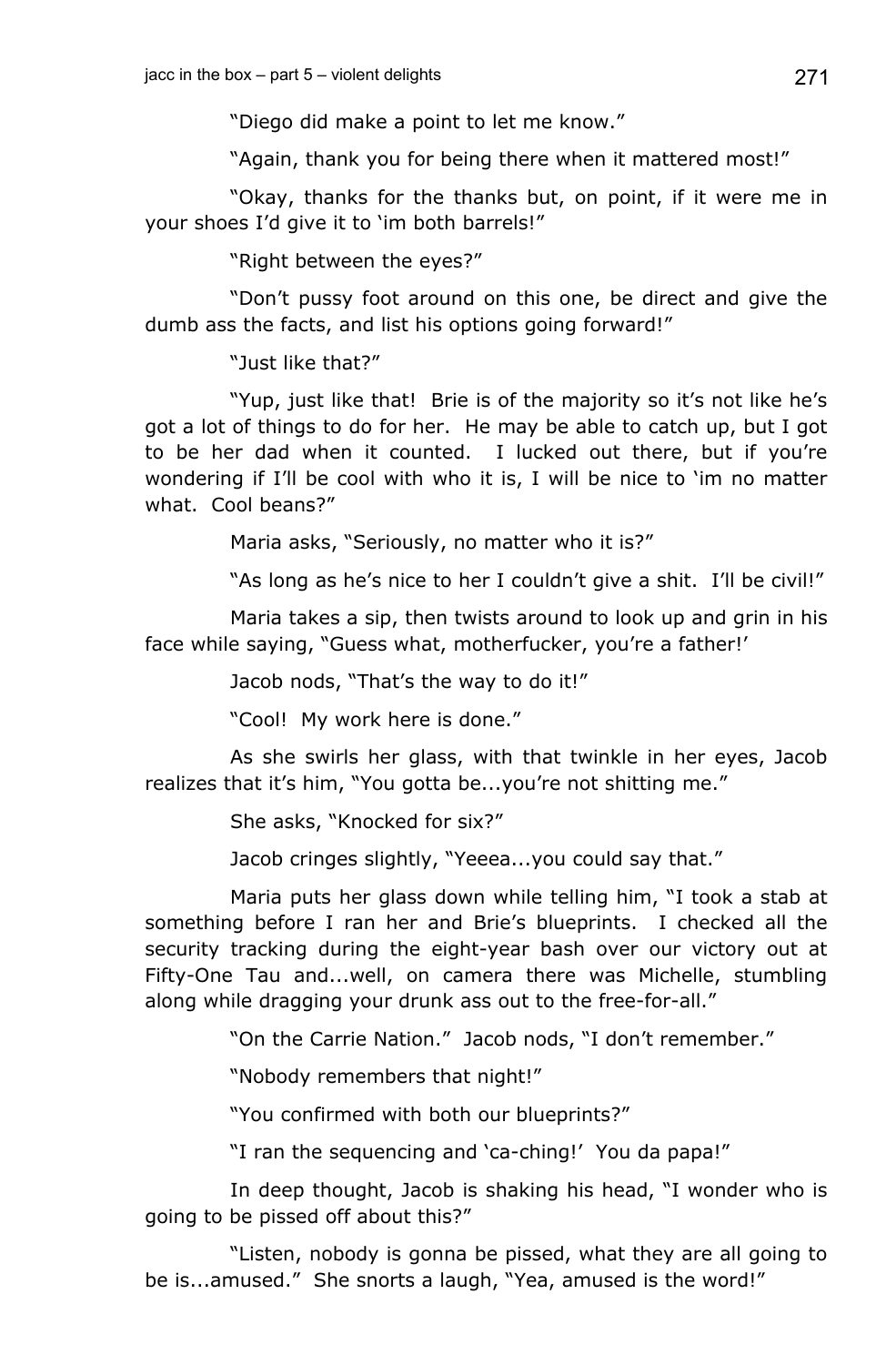"Diego did make a point to let me know."

"Again, thank you for being there when it mattered most!"

"Okay, thanks for the thanks but, on point, if it were me in your shoes I'd give it to 'im both barrels!"

"Right between the eyes?"

"Don't pussy foot around on this one, be direct and give the dumb ass the facts, and list his options going forward!"

"Just like that?"

"Yup, just like that! Brie is of the majority so it's not like he's got a lot of things to do for her. He may be able to catch up, but I got to be her dad when it counted. I lucked out there, but if you're wondering if I'll be cool with who it is, I will be nice to 'im no matter what. Cool beans?"

Maria asks, "Seriously, no matter who it is?"

"As long as he's nice to her I couldn't give a shit. I'll be civil!"

Maria takes a sip, then twists around to look up and grin in his face while saying, "Guess what, motherfucker, you're a father!'

Jacob nods, "That's the way to do it!"

"Cool! My work here is done."

As she swirls her glass, with that twinkle in her eyes, Jacob realizes that it's him, "You gotta be...you're not shitting me."

She asks, "Knocked for six?"

Jacob cringes slightly, "Yeeea...you could say that."

Maria puts her glass down while telling him, "I took a stab at something before I ran her and Brie's blueprints. I checked all the security tracking during the eight-year bash over our victory out at Fifty-One Tau and...well, on camera there was Michelle, stumbling along while dragging your drunk ass out to the free-for-all."

"On the Carrie Nation." Jacob nods, "I don't remember."

"Nobody remembers that night!"

"You confirmed with both our blueprints?"

"I ran the sequencing and 'ca-ching!' You da papa!"

In deep thought, Jacob is shaking his head, "I wonder who is going to be pissed off about this?"

"Listen, nobody is gonna be pissed, what they are all going to be is...amused." She snorts a laugh, "Yea, amused is the word!"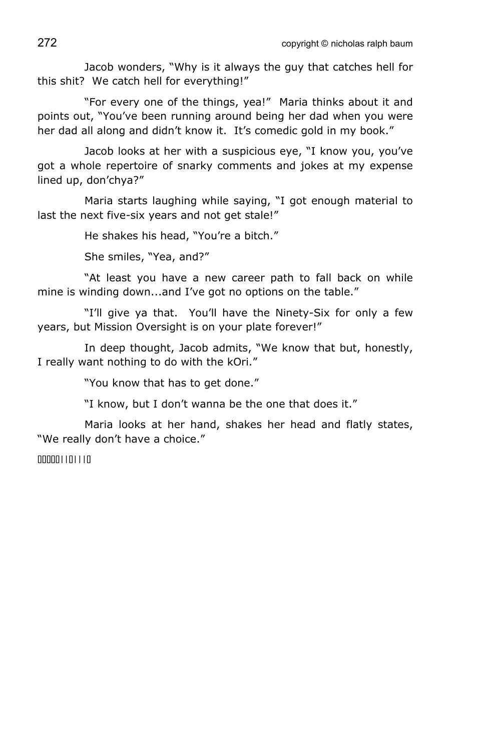Jacob wonders, "Why is it always the guy that catches hell for this shit? We catch hell for everything!"

"For every one of the things, yea!" Maria thinks about it and points out, "You've been running around being her dad when you were her dad all along and didn't know it. It's comedic gold in my book."

Jacob looks at her with a suspicious eye, "I know you, you've got a whole repertoire of snarky comments and jokes at my expense lined up, don'chya?"

Maria starts laughing while saying, "I got enough material to last the next five-six years and not get stale!"

He shakes his head, "You're a bitch."

She smiles, "Yea, and?"

"At least you have a new career path to fall back on while mine is winding down...and I've got no options on the table."

"I'll give ya that. You'll have the Ninety-Six for only a few years, but Mission Oversight is on your plate forever!"

In deep thought, Jacob admits, "We know that but, honestly, I really want nothing to do with the kOri."

"You know that has to get done."

"I know, but I don't wanna be the one that does it."

Maria looks at her hand, shakes her head and flatly states, "We really don't have a choice."

□□□□□||□|||□